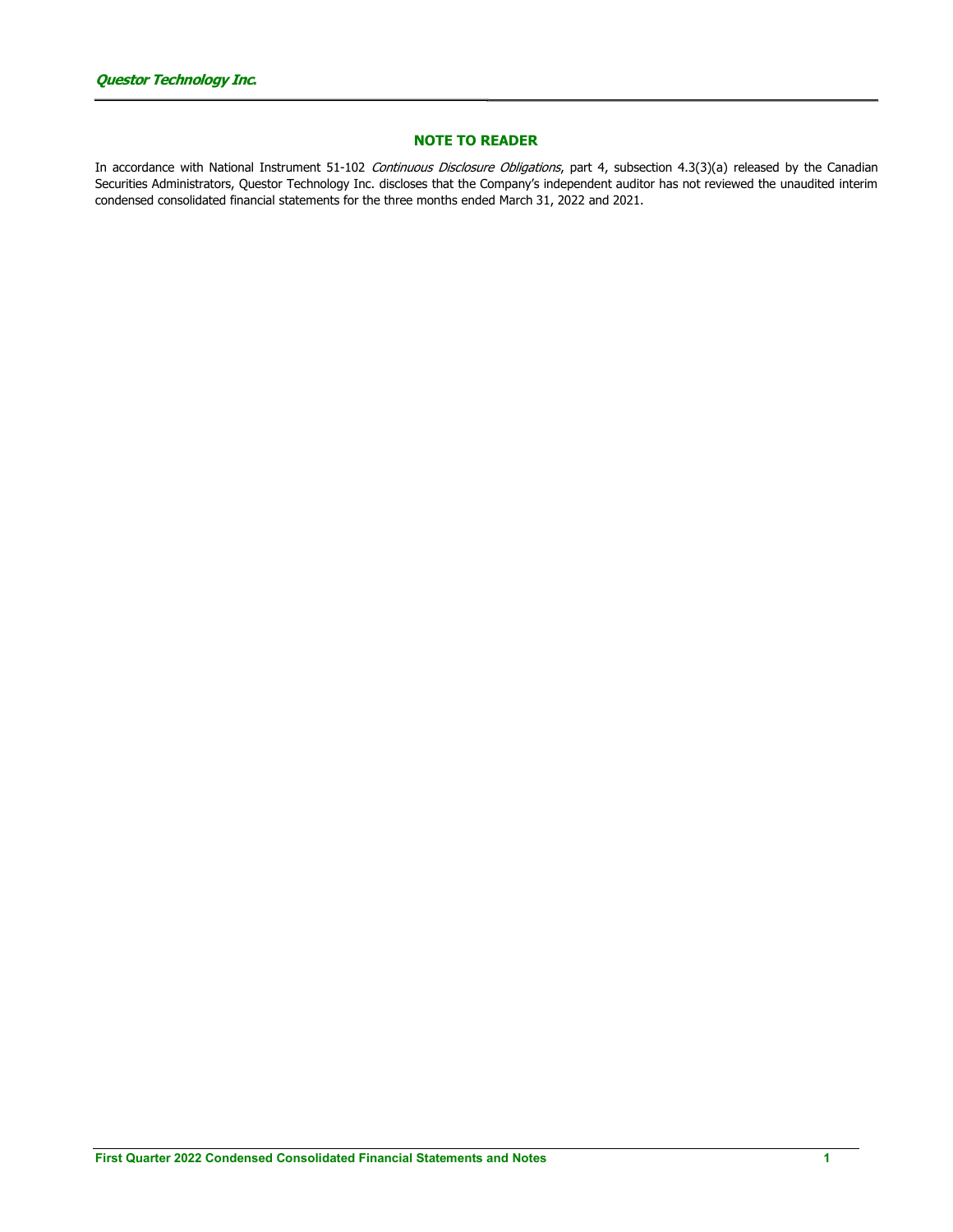## NOTE TO READER

In accordance with National Instrument 51-102 *Continuous Disclosure Obligations*, part 4, subsection 4.3(3)(a) released by the Canadian Securities Administrators, Questor Technology Inc. discloses that the Company's independent auditor has not reviewed the unaudited interim condensed consolidated financial statements for the three months ended March 31, 2022 and 2021.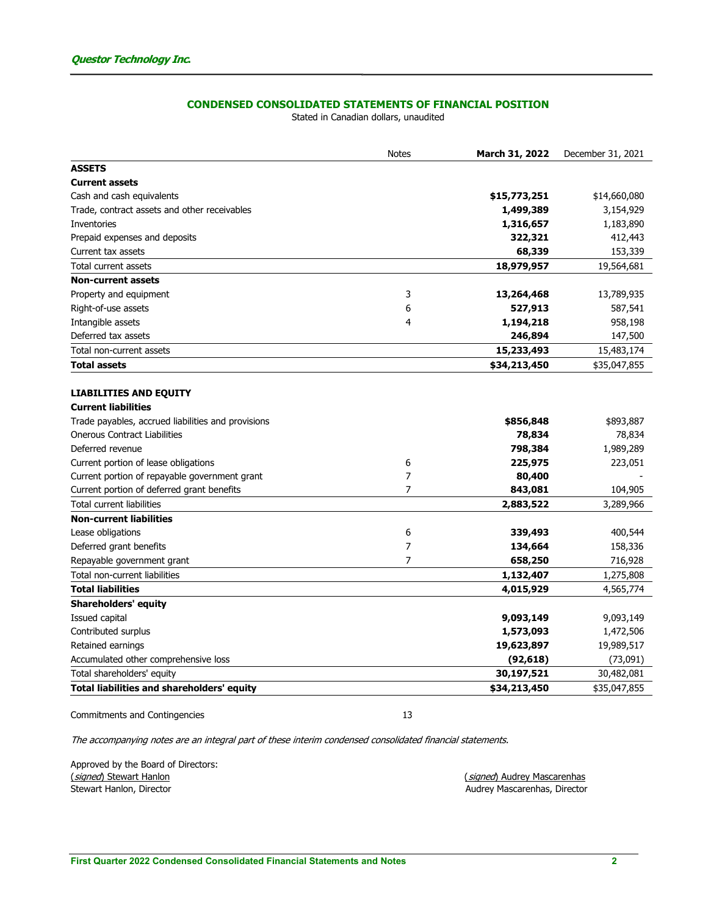Questor Technology Inc.

## CONDENSED CONSOLIDATED STATEMENTS OF FINANCIAL POSITION

Stated in Canadian dollars, unaudited

| | Notes | **March 31, 2022** | December 31, 2021 |
|---|---|---|---|
| **ASSETS** | | | |
| **Current assets** | | | |
| Cash and cash equivalents | | **$15,773,251** | $14,660,080 |
| Trade, contract assets and other receivables | | **1,499,389** | 3,154,929 |
| Inventories | | **1,316,657** | 1,183,890 |
| Prepaid expenses and deposits | | **322,321** | 412,443 |
| Current tax assets | | **68,339** | 153,339 |
| Total current assets | | **18,979,957** | 19,564,681 |
| **Non-current assets** | | | |
| Property and equipment | 3 | **13,264,468** | 13,789,935 |
| Right-of-use assets | 6 | **527,913** | 587,541 |
| Intangible assets | 4 | **1,194,218** | 958,198 |
| Deferred tax assets | | **246,894** | 147,500 |
| Total non-current assets | | **15,233,493** | 15,483,174 |
| **Total assets** | | **$34,213,450** | $35,047,855 |
| | | | |
| **LIABILITIES AND EQUITY** | | | |
| **Current liabilities** | | | |
| Trade payables, accrued liabilities and provisions | | **$856,848** | $893,887 |
| Onerous Contract Liabilities | | **78,834** | 78,834 |
| Deferred revenue | | **798,384** | 1,989,289 |
| Current portion of lease obligations | 6 | **225,975** | 223,051 |
| Current portion of repayable government grant | 7 | **80,400** | - |
| Current portion of deferred grant benefits | 7 | **843,081** | 104,905 |
| Total current liabilities | | **2,883,522** | 3,289,966 |
| **Non-current liabilities** | | | |
| Lease obligations | 6 | **339,493** | 400,544 |
| Deferred grant benefits | 7 | **134,664** | 158,336 |
| Repayable government grant | 7 | **658,250** | 716,928 |
| Total non-current liabilities | | **1,132,407** | 1,275,808 |
| **Total liabilities** | | **4,015,929** | 4,565,774 |
| **Shareholders' equity** | | | |
| Issued capital | | **9,093,149** | 9,093,149 |
| Contributed surplus | | **1,573,093** | 1,472,506 |
| Retained earnings | | **19,623,897** | 19,989,517 |
| Accumulated other comprehensive loss | | **(92,618)** | (73,091) |
| Total shareholders' equity | | **30,197,521** | 30,482,081 |
| **Total liabilities and shareholders' equity** | | **$34,213,450** | $35,047,855 |

Commitments and Contingencies 13

*The accompanying notes are an integral part of these interim condensed consolidated financial statements.*

Approved by the Board of Directors:

(*signed*) Stewart Hanlon
Stewart Hanlon, Director

(*signed*) Audrey Mascarenhas
Audrey Mascarenhas, Director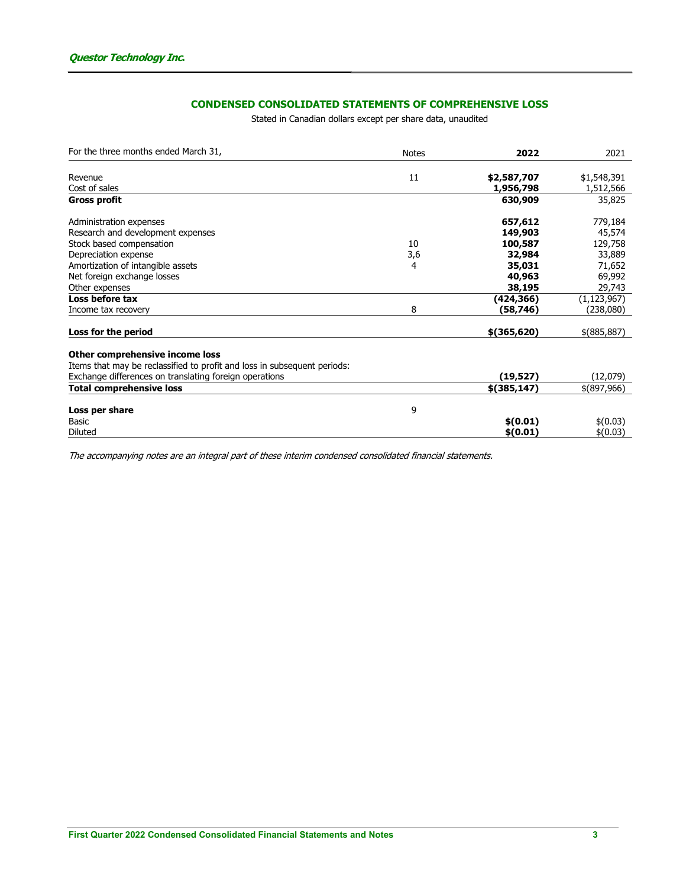Questor Technology Inc.

## CONDENSED CONSOLIDATED STATEMENTS OF COMPREHENSIVE LOSS

Stated in Canadian dollars except per share data, unaudited

| For the three months ended March 31, | Notes | **2022** | 2021 |
|---|---|---|---|
| Revenue | 11 | **$2,587,707** | $1,548,391 |
| Cost of sales | | **1,956,798** | 1,512,566 |
| **Gross profit** | | **630,909** | 35,825 |
| Administration expenses | | **657,612** | 779,184 |
| Research and development expenses | | **149,903** | 45,574 |
| Stock based compensation | 10 | **100,587** | 129,758 |
| Depreciation expense | 3,6 | **32,984** | 33,889 |
| Amortization of intangible assets | 4 | **35,031** | 71,652 |
| Net foreign exchange losses | | **40,963** | 69,992 |
| Other expenses | | **38,195** | 29,743 |
| **Loss before tax** | | **(424,366)** | (1,123,967) |
| Income tax recovery | 8 | **(58,746)** | (238,080) |
| **Loss for the period** | | **$(365,620)** | $(885,887) |
| **Other comprehensive income loss** | | | |
| Items that may be reclassified to profit and loss in subsequent periods: | | | |
| Exchange differences on translating foreign operations | | **(19,527)** | (12,079) |
| **Total comprehensive loss** | | **$(385,147)** | $(897,966) |
| **Loss per share** | 9 | | |
| Basic | | **$(0.01)** | $(0.03) |
| Diluted | | **$(0.01)** | $(0.03) |

*The accompanying notes are an integral part of these interim condensed consolidated financial statements.*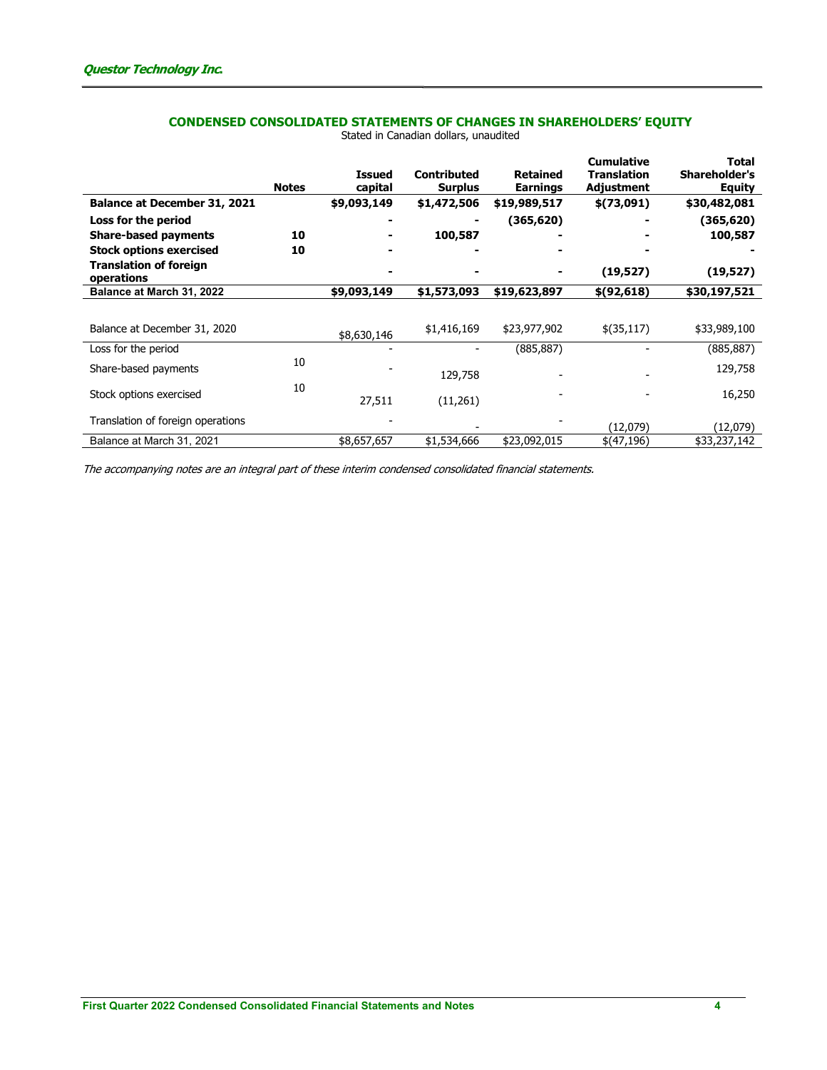## CONDENSED CONSOLIDATED STATEMENTS OF CHANGES IN SHAREHOLDERS' EQUITY

Stated in Canadian dollars, unaudited

| | Notes | Issued capital | Contributed Surplus | Retained Earnings | Cumulative Translation Adjustment | Total Shareholder's Equity |
|---|---|---|---|---|---|---|
| **Balance at December 31, 2021** | | **$9,093,149** | **$1,472,506** | **$19,989,517** | **$(73,091)** | **$30,482,081** |
| **Loss for the period** | | **-** | **-** | **(365,620)** | **-** | **(365,620)** |
| **Share-based payments** | **10** | **-** | **100,587** | **-** | **-** | **100,587** |
| **Stock options exercised** | **10** | **-** | **-** | **-** | **-** | **-** |
| **Translation of foreign operations** | | **-** | **-** | **-** | **(19,527)** | **(19,527)** |
| **Balance at March 31, 2022** | | **$9,093,149** | **$1,573,093** | **$19,623,897** | **$(92,618)** | **$30,197,521** |
| | | | | | | |
| Balance at December 31, 2020 | | $8,630,146 | $1,416,169 | $23,977,902 | $(35,117) | $33,989,100 |
| Loss for the period | | - | - | (885,887) | - | (885,887) |
| Share-based payments | 10 | - | 129,758 | - | - | 129,758 |
| Stock options exercised | 10 | 27,511 | (11,261) | - | - | 16,250 |
| Translation of foreign operations | | - | - | - | (12,079) | (12,079) |
| Balance at March 31, 2021 | | $8,657,657 | $1,534,666 | $23,092,015 | $(47,196) | $33,237,142 |

*The accompanying notes are an integral part of these interim condensed consolidated financial statements.*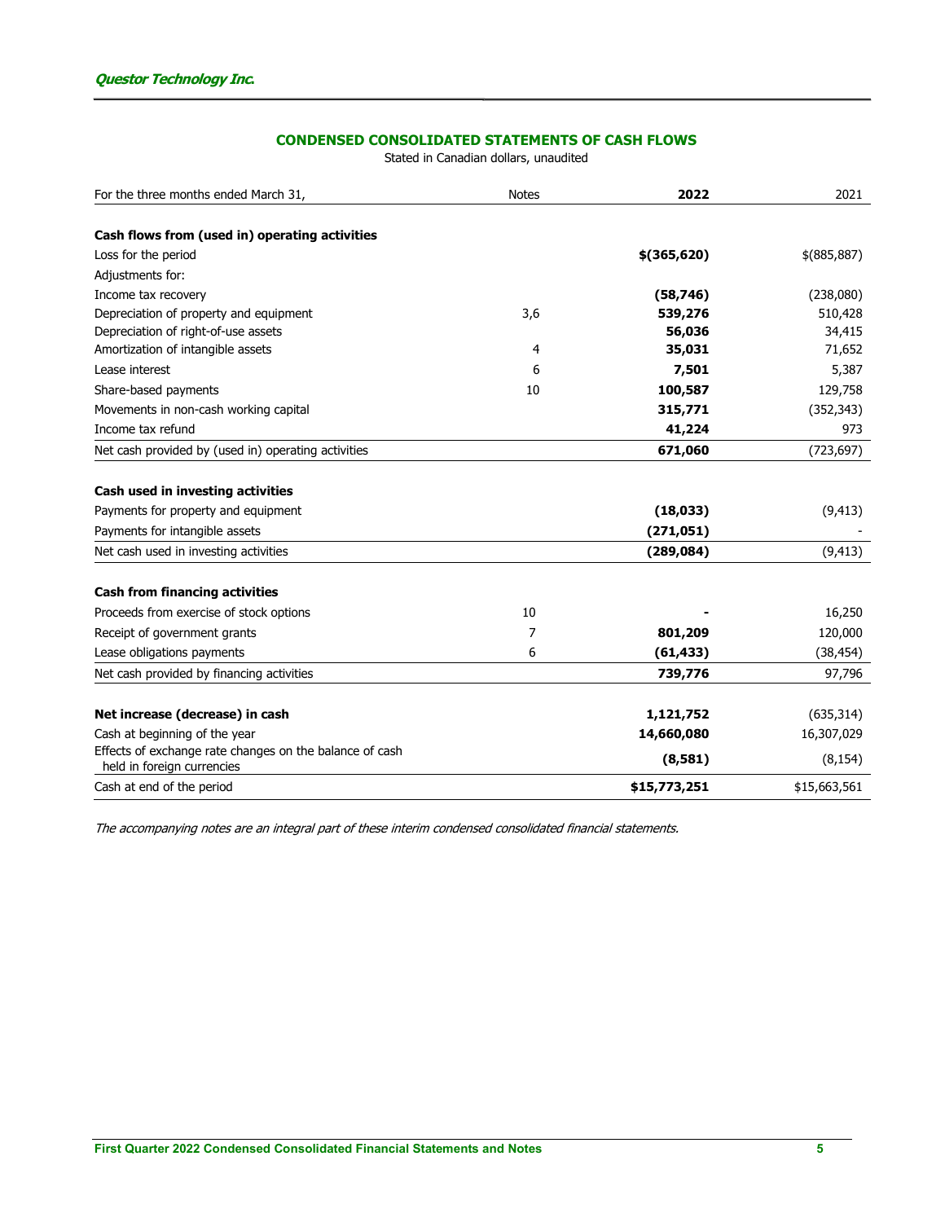## CONDENSED CONSOLIDATED STATEMENTS OF CASH FLOWS

Stated in Canadian dollars, unaudited

| For the three months ended March 31, | Notes | **2022** | 2021 |
|---|---|---|---|
| **Cash flows from (used in) operating activities** | | | |
| Loss for the period | | **$(365,620)** | $(885,887) |
| Adjustments for: | | | |
| Income tax recovery | | **(58,746)** | (238,080) |
| Depreciation of property and equipment | 3,6 | **539,276** | 510,428 |
| Depreciation of right-of-use assets | | **56,036** | 34,415 |
| Amortization of intangible assets | 4 | **35,031** | 71,652 |
| Lease interest | 6 | **7,501** | 5,387 |
| Share-based payments | 10 | **100,587** | 129,758 |
| Movements in non-cash working capital | | **315,771** | (352,343) |
| Income tax refund | | **41,224** | 973 |
| Net cash provided by (used in) operating activities | | **671,060** | (723,697) |
| **Cash used in investing activities** | | | |
| Payments for property and equipment | | **(18,033)** | (9,413) |
| Payments for intangible assets | | **(271,051)** | - |
| Net cash used in investing activities | | **(289,084)** | (9,413) |
| **Cash from financing activities** | | | |
| Proceeds from exercise of stock options | 10 | **-** | 16,250 |
| Receipt of government grants | 7 | **801,209** | 120,000 |
| Lease obligations payments | 6 | **(61,433)** | (38,454) |
| Net cash provided by financing activities | | **739,776** | 97,796 |
| **Net increase (decrease) in cash** | | **1,121,752** | (635,314) |
| Cash at beginning of the year | | **14,660,080** | 16,307,029 |
| Effects of exchange rate changes on the balance of cash held in foreign currencies | | **(8,581)** | (8,154) |
| Cash at end of the period | | **$15,773,251** | $15,663,561 |

*The accompanying notes are an integral part of these interim condensed consolidated financial statements.*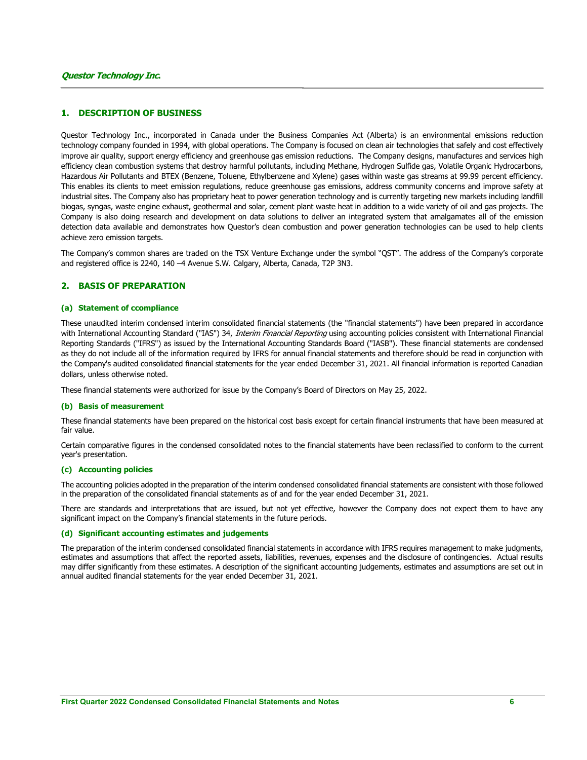## 1. DESCRIPTION OF BUSINESS

Questor Technology Inc., incorporated in Canada under the Business Companies Act (Alberta) is an environmental emissions reduction technology company founded in 1994, with global operations. The Company is focused on clean air technologies that safely and cost effectively improve air quality, support energy efficiency and greenhouse gas emission reductions. The Company designs, manufactures and services high efficiency clean combustion systems that destroy harmful pollutants, including Methane, Hydrogen Sulfide gas, Volatile Organic Hydrocarbons, Hazardous Air Pollutants and BTEX (Benzene, Toluene, Ethylbenzene and Xylene) gases within waste gas streams at 99.99 percent efficiency. This enables its clients to meet emission regulations, reduce greenhouse gas emissions, address community concerns and improve safety at industrial sites. The Company also has proprietary heat to power generation technology and is currently targeting new markets including landfill biogas, syngas, waste engine exhaust, geothermal and solar, cement plant waste heat in addition to a wide variety of oil and gas projects. The Company is also doing research and development on data solutions to deliver an integrated system that amalgamates all of the emission detection data available and demonstrates how Questor's clean combustion and power generation technologies can be used to help clients achieve zero emission targets.

The Company's common shares are traded on the TSX Venture Exchange under the symbol "QST". The address of the Company's corporate and registered office is 2240, 140 –4 Avenue S.W. Calgary, Alberta, Canada, T2P 3N3.

## 2. BASIS OF PREPARATION

### (a) Statement of ccompliance

These unaudited interim condensed interim consolidated financial statements (the "financial statements") have been prepared in accordance with International Accounting Standard ("IAS") 34, *Interim Financial Reporting* using accounting policies consistent with International Financial Reporting Standards ("IFRS") as issued by the International Accounting Standards Board ("IASB"). These financial statements are condensed as they do not include all of the information required by IFRS for annual financial statements and therefore should be read in conjunction with the Company's audited consolidated financial statements for the year ended December 31, 2021. All financial information is reported Canadian dollars, unless otherwise noted.

These financial statements were authorized for issue by the Company's Board of Directors on May 25, 2022.

### (b) Basis of measurement

These financial statements have been prepared on the historical cost basis except for certain financial instruments that have been measured at fair value.

Certain comparative figures in the condensed consolidated notes to the financial statements have been reclassified to conform to the current year's presentation.

### (c) Accounting policies

The accounting policies adopted in the preparation of the interim condensed consolidated financial statements are consistent with those followed in the preparation of the consolidated financial statements as of and for the year ended December 31, 2021.

There are standards and interpretations that are issued, but not yet effective, however the Company does not expect them to have any significant impact on the Company's financial statements in the future periods.

### (d) Significant accounting estimates and judgements

The preparation of the interim condensed consolidated financial statements in accordance with IFRS requires management to make judgments, estimates and assumptions that affect the reported assets, liabilities, revenues, expenses and the disclosure of contingencies. Actual results may differ significantly from these estimates. A description of the significant accounting judgements, estimates and assumptions are set out in annual audited financial statements for the year ended December 31, 2021.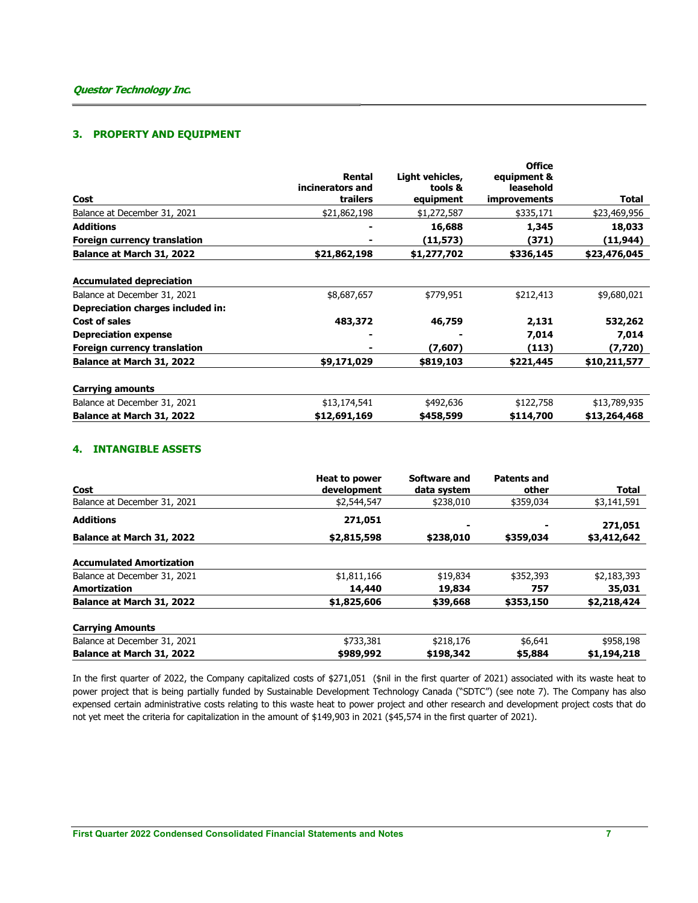## 3. PROPERTY AND EQUIPMENT

| Cost | Rental incinerators and trailers | Light vehicles, tools & equipment | Office equipment & leasehold improvements | Total |
|---|---|---|---|---|
| Balance at December 31, 2021 | $21,862,198 | $1,272,587 | $335,171 | $23,469,956 |
| **Additions** | **-** | **16,688** | **1,345** | **18,033** |
| **Foreign currency translation** | **-** | **(11,573)** | **(371)** | **(11,944)** |
| **Balance at March 31, 2022** | **$21,862,198** | **$1,277,702** | **$336,145** | **$23,476,045** |
| | | | | |
| **Accumulated depreciation** | | | | |
| Balance at December 31, 2021 | $8,687,657 | $779,951 | $212,413 | $9,680,021 |
| **Depreciation charges included in:** | | | | |
| **Cost of sales** | **483,372** | **46,759** | **2,131** | **532,262** |
| **Depreciation expense** | **-** | **-** | **7,014** | **7,014** |
| **Foreign currency translation** | **-** | **(7,607)** | **(113)** | **(7,720)** |
| **Balance at March 31, 2022** | **$9,171,029** | **$819,103** | **$221,445** | **$10,211,577** |
| | | | | |
| **Carrying amounts** | | | | |
| Balance at December 31, 2021 | $13,174,541 | $492,636 | $122,758 | $13,789,935 |
| **Balance at March 31, 2022** | **$12,691,169** | **$458,599** | **$114,700** | **$13,264,468** |

## 4. INTANGIBLE ASSETS

| Cost | Heat to power development | Software and data system | Patents and other | Total |
|---|---|---|---|---|
| Balance at December 31, 2021 | $2,544,547 | $238,010 | $359,034 | $3,141,591 |
| **Additions** | **271,051** | **-** | **-** | **271,051** |
| **Balance at March 31, 2022** | **$2,815,598** | **$238,010** | **$359,034** | **$3,412,642** |
| | | | | |
| **Accumulated Amortization** | | | | |
| Balance at December 31, 2021 | $1,811,166 | $19,834 | $352,393 | $2,183,393 |
| **Amortization** | **14,440** | **19,834** | **757** | **35,031** |
| **Balance at March 31, 2022** | **$1,825,606** | **$39,668** | **$353,150** | **$2,218,424** |
| | | | | |
| **Carrying Amounts** | | | | |
| Balance at December 31, 2021 | $733,381 | $218,176 | $6,641 | $958,198 |
| **Balance at March 31, 2022** | **$989,992** | **$198,342** | **$5,884** | **$1,194,218** |

In the first quarter of 2022, the Company capitalized costs of $271,051 ($nil in the first quarter of 2021) associated with its waste heat to power project that is being partially funded by Sustainable Development Technology Canada ("SDTC") (see note 7). The Company has also expensed certain administrative costs relating to this waste heat to power project and other research and development project costs that do not yet meet the criteria for capitalization in the amount of $149,903 in 2021 ($45,574 in the first quarter of 2021).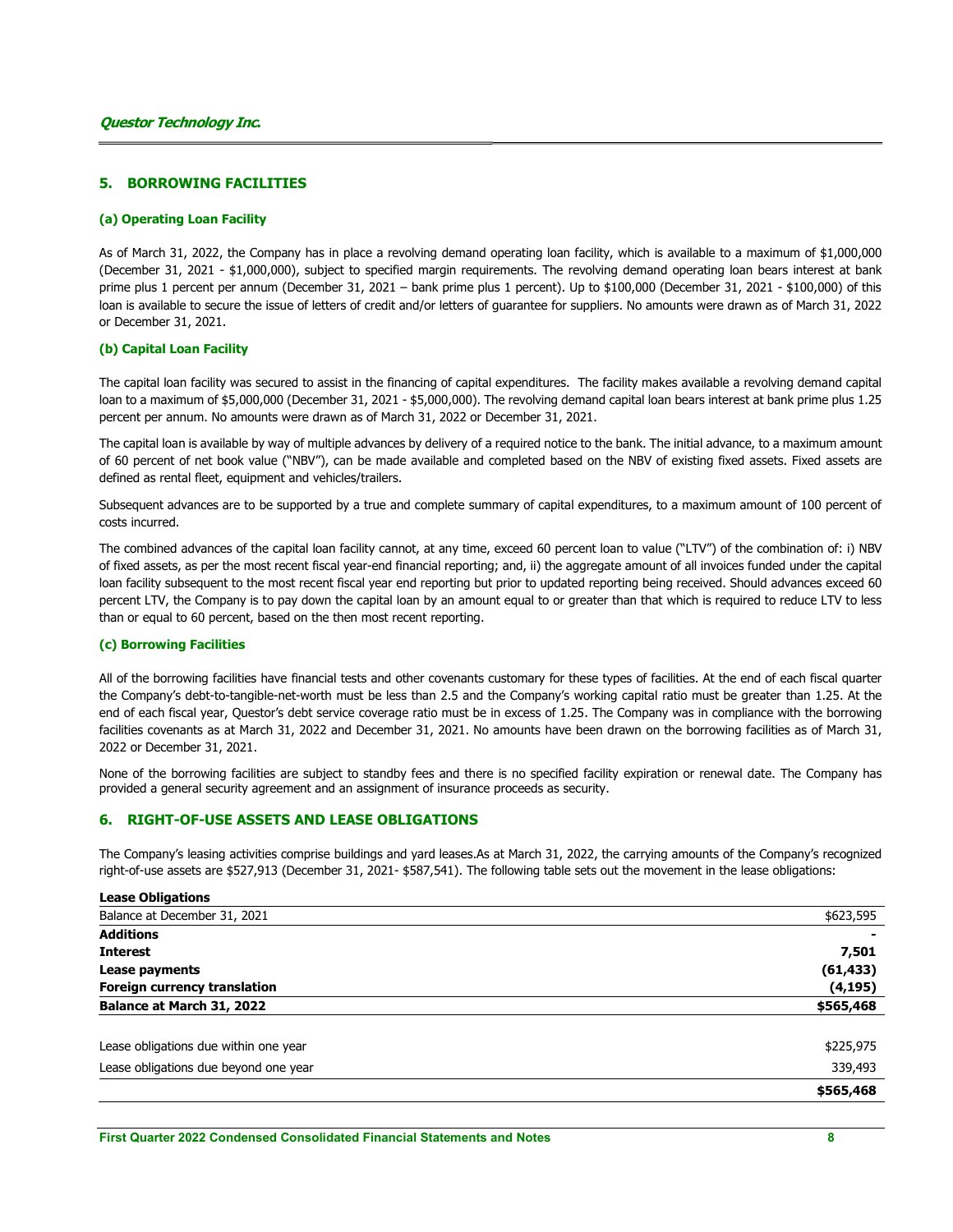## 5. BORROWING FACILITIES

### (a) Operating Loan Facility

As of March 31, 2022, the Company has in place a revolving demand operating loan facility, which is available to a maximum of $1,000,000 (December 31, 2021 - $1,000,000), subject to specified margin requirements. The revolving demand operating loan bears interest at bank prime plus 1 percent per annum (December 31, 2021 – bank prime plus 1 percent). Up to $100,000 (December 31, 2021 - $100,000) of this loan is available to secure the issue of letters of credit and/or letters of guarantee for suppliers. No amounts were drawn as of March 31, 2022 or December 31, 2021.

### (b) Capital Loan Facility

The capital loan facility was secured to assist in the financing of capital expenditures. The facility makes available a revolving demand capital loan to a maximum of $5,000,000 (December 31, 2021 - $5,000,000). The revolving demand capital loan bears interest at bank prime plus 1.25 percent per annum. No amounts were drawn as of March 31, 2022 or December 31, 2021.

The capital loan is available by way of multiple advances by delivery of a required notice to the bank. The initial advance, to a maximum amount of 60 percent of net book value ("NBV"), can be made available and completed based on the NBV of existing fixed assets. Fixed assets are defined as rental fleet, equipment and vehicles/trailers.

Subsequent advances are to be supported by a true and complete summary of capital expenditures, to a maximum amount of 100 percent of costs incurred.

The combined advances of the capital loan facility cannot, at any time, exceed 60 percent loan to value ("LTV") of the combination of: i) NBV of fixed assets, as per the most recent fiscal year-end financial reporting; and, ii) the aggregate amount of all invoices funded under the capital loan facility subsequent to the most recent fiscal year end reporting but prior to updated reporting being received. Should advances exceed 60 percent LTV, the Company is to pay down the capital loan by an amount equal to or greater than that which is required to reduce LTV to less than or equal to 60 percent, based on the then most recent reporting.

### (c) Borrowing Facilities

All of the borrowing facilities have financial tests and other covenants customary for these types of facilities. At the end of each fiscal quarter the Company's debt-to-tangible-net-worth must be less than 2.5 and the Company's working capital ratio must be greater than 1.25. At the end of each fiscal year, Questor's debt service coverage ratio must be in excess of 1.25. The Company was in compliance with the borrowing facilities covenants as at March 31, 2022 and December 31, 2021. No amounts have been drawn on the borrowing facilities as of March 31, 2022 or December 31, 2021.

None of the borrowing facilities are subject to standby fees and there is no specified facility expiration or renewal date. The Company has provided a general security agreement and an assignment of insurance proceeds as security.

## 6. RIGHT-OF-USE ASSETS AND LEASE OBLIGATIONS

The Company's leasing activities comprise buildings and yard leases.As at March 31, 2022, the carrying amounts of the Company's recognized right-of-use assets are $527,913 (December 31, 2021- $587,541). The following table sets out the movement in the lease obligations:

| **Lease Obligations** | |
|---|---|
| Balance at December 31, 2021 | $623,595 |
| **Additions** | **-** |
| **Interest** | **7,501** |
| **Lease payments** | **(61,433)** |
| **Foreign currency translation** | **(4,195)** |
| **Balance at March 31, 2022** | **$565,468** |
| | |
| Lease obligations due within one year | $225,975 |
| Lease obligations due beyond one year | 339,493 |
| | **$565,468** |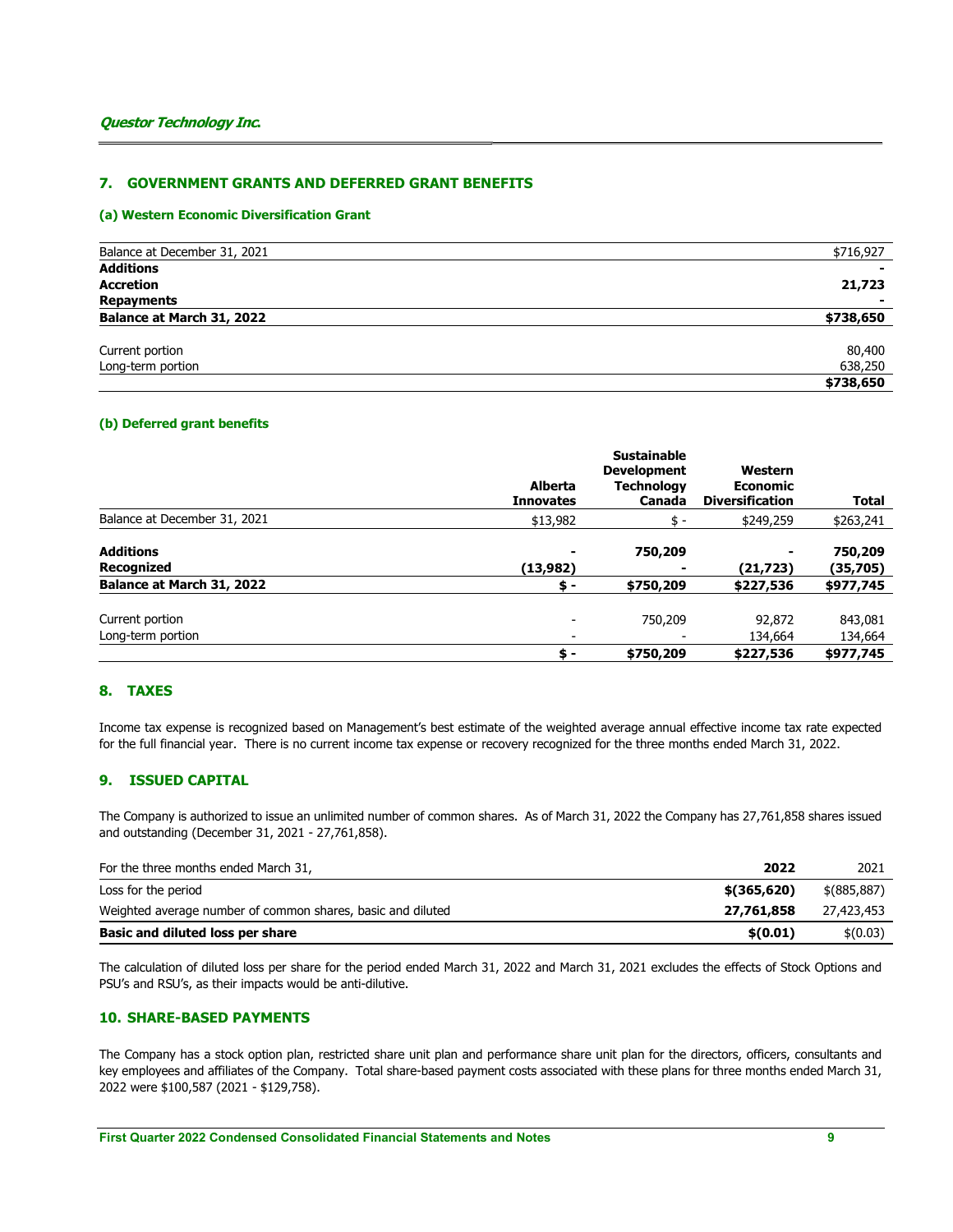## 7. GOVERNMENT GRANTS AND DEFERRED GRANT BENEFITS

### (a) Western Economic Diversification Grant

| | |
|---|---|
| Balance at December 31, 2021 | $716,927 |
| **Additions** | **-** |
| **Accretion** | **21,723** |
| **Repayments** | **-** |
| **Balance at March 31, 2022** | **$738,650** |
| | |
| Current portion | 80,400 |
| Long-term portion | 638,250 |
| | **$738,650** |

### (b) Deferred grant benefits

| | Alberta Innovates | Sustainable Development Technology Canada | Western Economic Diversification | Total |
|---|---|---|---|---|
| Balance at December 31, 2021 | $13,982 | $ - | $249,259 | $263,241 |
| **Additions** | **-** | **750,209** | **-** | **750,209** |
| **Recognized** | **(13,982)** | **-** | **(21,723)** | **(35,705)** |
| **Balance at March 31, 2022** | **$ -** | **$750,209** | **$227,536** | **$977,745** |
| | | | | |
| Current portion | - | 750,209 | 92,872 | 843,081 |
| Long-term portion | - | - | 134,664 | 134,664 |
| | **$ -** | **$750,209** | **$227,536** | **$977,745** |

## 8. TAXES

Income tax expense is recognized based on Management's best estimate of the weighted average annual effective income tax rate expected for the full financial year. There is no current income tax expense or recovery recognized for the three months ended March 31, 2022.

## 9. ISSUED CAPITAL

The Company is authorized to issue an unlimited number of common shares. As of March 31, 2022 the Company has 27,761,858 shares issued and outstanding (December 31, 2021 - 27,761,858).

| For the three months ended March 31, | **2022** | 2021 |
|---|---|---|
| Loss for the period | **$(365,620)** | $(885,887) |
| Weighted average number of common shares, basic and diluted | **27,761,858** | 27,423,453 |
| **Basic and diluted loss per share** | **$(0.01)** | $(0.03) |

The calculation of diluted loss per share for the period ended March 31, 2022 and March 31, 2021 excludes the effects of Stock Options and PSU's and RSU's, as their impacts would be anti-dilutive.

## 10. SHARE-BASED PAYMENTS

The Company has a stock option plan, restricted share unit plan and performance share unit plan for the directors, officers, consultants and key employees and affiliates of the Company. Total share-based payment costs associated with these plans for three months ended March 31, 2022 were $100,587 (2021 - $129,758).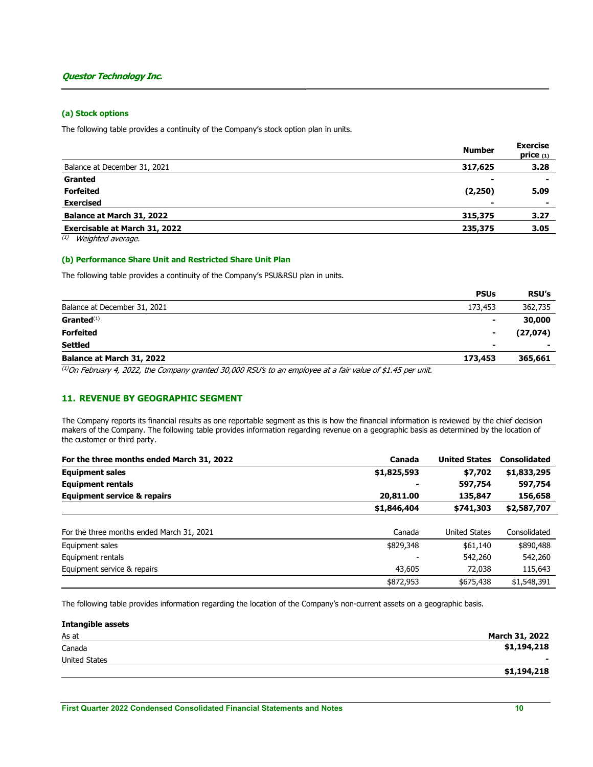### (a) Stock options

The following table provides a continuity of the Company's stock option plan in units.

| | Number | Exercise price (1) |
|---|---|---|
| Balance at December 31, 2021 | 317,625 | 3.28 |
| **Granted** | - | - |
| **Forfeited** | (2,250) | 5.09 |
| **Exercised** | - | - |
| **Balance at March 31, 2022** | 315,375 | 3.27 |
| **Exercisable at March 31, 2022** | 235,375 | 3.05 |

(1) *Weighted average.*

### (b) Performance Share Unit and Restricted Share Unit Plan

The following table provides a continuity of the Company's PSU&RSU plan in units.

| | PSUs | RSU's |
|---|---|---|
| Balance at December 31, 2021 | 173,453 | 362,735 |
| **Granted**(1) | - | 30,000 |
| **Forfeited** | - | (27,074) |
| **Settled** | - | - |
| **Balance at March 31, 2022** | 173,453 | 365,661 |

(1) *On February 4, 2022, the Company granted 30,000 RSU's to an employee at a fair value of $1.45 per unit.*

## 11. REVENUE BY GEOGRAPHIC SEGMENT

The Company reports its financial results as one reportable segment as this is how the financial information is reviewed by the chief decision makers of the Company. The following table provides information regarding revenue on a geographic basis as determined by the location of the customer or third party.

| For the three months ended March 31, 2022 | Canada | United States | Consolidated |
|---|---|---|---|
| **Equipment sales** | $1,825,593 | $7,702 | $1,833,295 |
| **Equipment rentals** | - | 597,754 | 597,754 |
| **Equipment service & repairs** | 20,811.00 | 135,847 | 156,658 |
| | $1,846,404 | $741,303 | $2,587,707 |

| For the three months ended March 31, 2021 | Canada | United States | Consolidated |
|---|---|---|---|
| Equipment sales | $829,348 | $61,140 | $890,488 |
| Equipment rentals | - | 542,260 | 542,260 |
| Equipment service & repairs | 43,605 | 72,038 | 115,643 |
| | $872,953 | $675,438 | $1,548,391 |

The following table provides information regarding the location of the Company's non-current assets on a geographic basis.

**Intangible assets**

| As at | March 31, 2022 |
|---|---|
| Canada | $1,194,218 |
| United States | - |
| | $1,194,218 |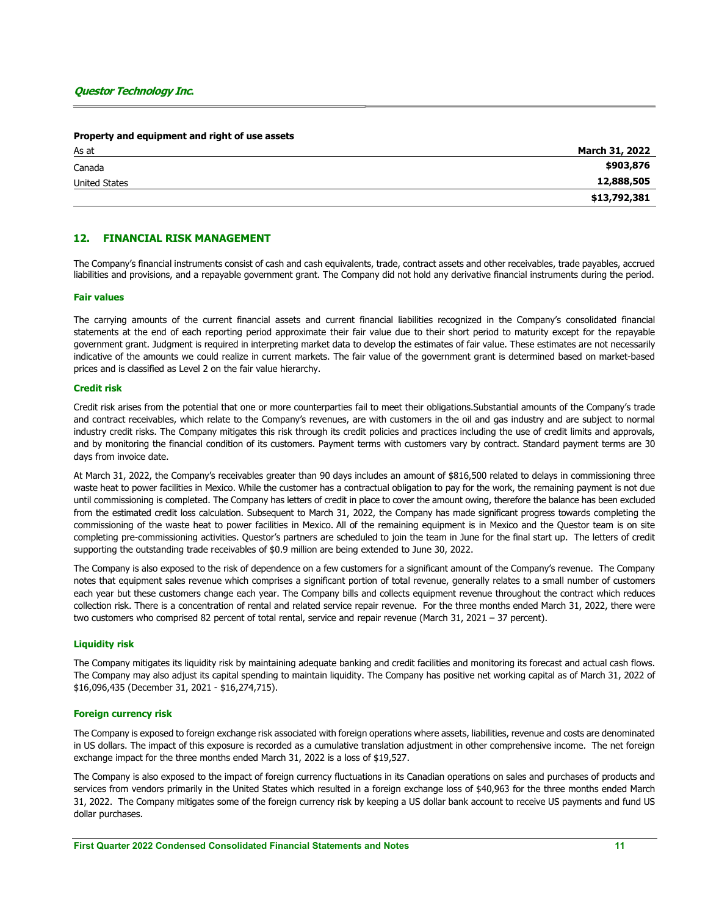**Property and equipment and right of use assets**

| As at | March 31, 2022 |
|---|---|
| Canada | $903,876 |
| United States | 12,888,505 |
| | $13,792,381 |

## 12. FINANCIAL RISK MANAGEMENT

The Company's financial instruments consist of cash and cash equivalents, trade, contract assets and other receivables, trade payables, accrued liabilities and provisions, and a repayable government grant. The Company did not hold any derivative financial instruments during the period.

### Fair values

The carrying amounts of the current financial assets and current financial liabilities recognized in the Company's consolidated financial statements at the end of each reporting period approximate their fair value due to their short period to maturity except for the repayable government grant. Judgment is required in interpreting market data to develop the estimates of fair value. These estimates are not necessarily indicative of the amounts we could realize in current markets. The fair value of the government grant is determined based on market-based prices and is classified as Level 2 on the fair value hierarchy.

### Credit risk

Credit risk arises from the potential that one or more counterparties fail to meet their obligations.Substantial amounts of the Company's trade and contract receivables, which relate to the Company's revenues, are with customers in the oil and gas industry and are subject to normal industry credit risks. The Company mitigates this risk through its credit policies and practices including the use of credit limits and approvals, and by monitoring the financial condition of its customers. Payment terms with customers vary by contract. Standard payment terms are 30 days from invoice date.

At March 31, 2022, the Company's receivables greater than 90 days includes an amount of $816,500 related to delays in commissioning three waste heat to power facilities in Mexico. While the customer has a contractual obligation to pay for the work, the remaining payment is not due until commissioning is completed. The Company has letters of credit in place to cover the amount owing, therefore the balance has been excluded from the estimated credit loss calculation. Subsequent to March 31, 2022, the Company has made significant progress towards completing the commissioning of the waste heat to power facilities in Mexico. All of the remaining equipment is in Mexico and the Questor team is on site completing pre-commissioning activities. Questor's partners are scheduled to join the team in June for the final start up. The letters of credit supporting the outstanding trade receivables of $0.9 million are being extended to June 30, 2022.

The Company is also exposed to the risk of dependence on a few customers for a significant amount of the Company's revenue. The Company notes that equipment sales revenue which comprises a significant portion of total revenue, generally relates to a small number of customers each year but these customers change each year. The Company bills and collects equipment revenue throughout the contract which reduces collection risk. There is a concentration of rental and related service repair revenue. For the three months ended March 31, 2022, there were two customers who comprised 82 percent of total rental, service and repair revenue (March 31, 2021 – 37 percent).

### Liquidity risk

The Company mitigates its liquidity risk by maintaining adequate banking and credit facilities and monitoring its forecast and actual cash flows. The Company may also adjust its capital spending to maintain liquidity. The Company has positive net working capital as of March 31, 2022 of $16,096,435 (December 31, 2021 - $16,274,715).

### Foreign currency risk

The Company is exposed to foreign exchange risk associated with foreign operations where assets, liabilities, revenue and costs are denominated in US dollars. The impact of this exposure is recorded as a cumulative translation adjustment in other comprehensive income. The net foreign exchange impact for the three months ended March 31, 2022 is a loss of $19,527.

The Company is also exposed to the impact of foreign currency fluctuations in its Canadian operations on sales and purchases of products and services from vendors primarily in the United States which resulted in a foreign exchange loss of $40,963 for the three months ended March 31, 2022. The Company mitigates some of the foreign currency risk by keeping a US dollar bank account to receive US payments and fund US dollar purchases.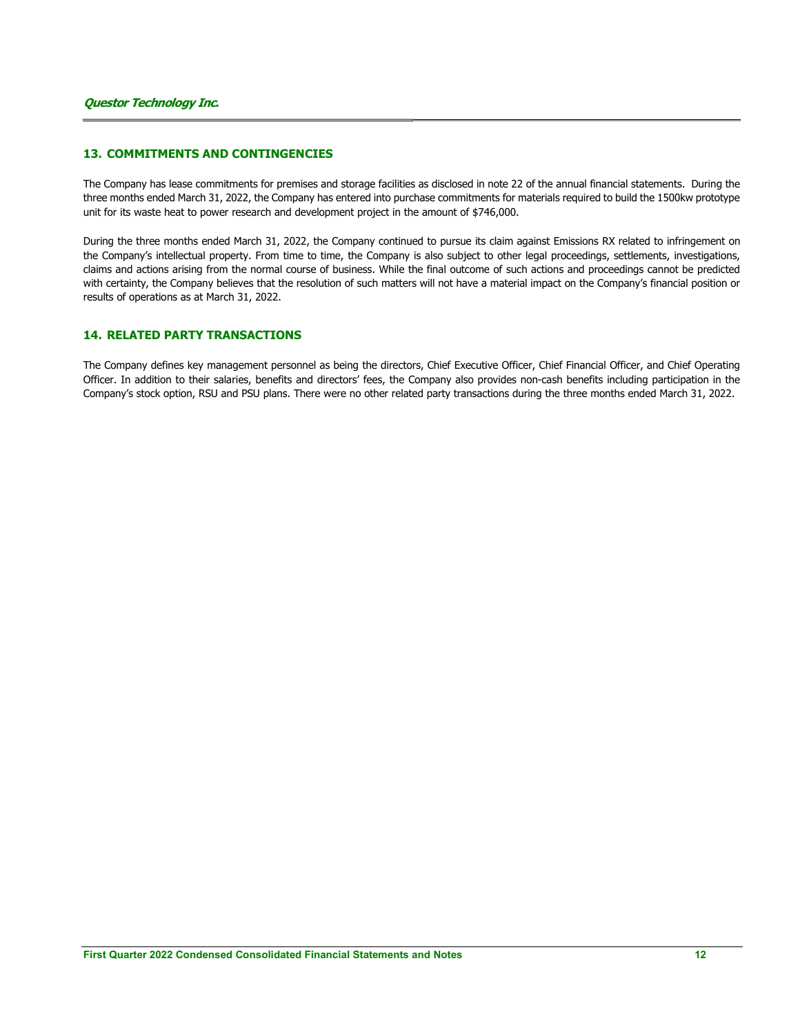## 13. COMMITMENTS AND CONTINGENCIES

The Company has lease commitments for premises and storage facilities as disclosed in note 22 of the annual financial statements. During the three months ended March 31, 2022, the Company has entered into purchase commitments for materials required to build the 1500kw prototype unit for its waste heat to power research and development project in the amount of $746,000.

During the three months ended March 31, 2022, the Company continued to pursue its claim against Emissions RX related to infringement on the Company's intellectual property. From time to time, the Company is also subject to other legal proceedings, settlements, investigations, claims and actions arising from the normal course of business. While the final outcome of such actions and proceedings cannot be predicted with certainty, the Company believes that the resolution of such matters will not have a material impact on the Company's financial position or results of operations as at March 31, 2022.

## 14. RELATED PARTY TRANSACTIONS

The Company defines key management personnel as being the directors, Chief Executive Officer, Chief Financial Officer, and Chief Operating Officer. In addition to their salaries, benefits and directors' fees, the Company also provides non-cash benefits including participation in the Company's stock option, RSU and PSU plans. There were no other related party transactions during the three months ended March 31, 2022.